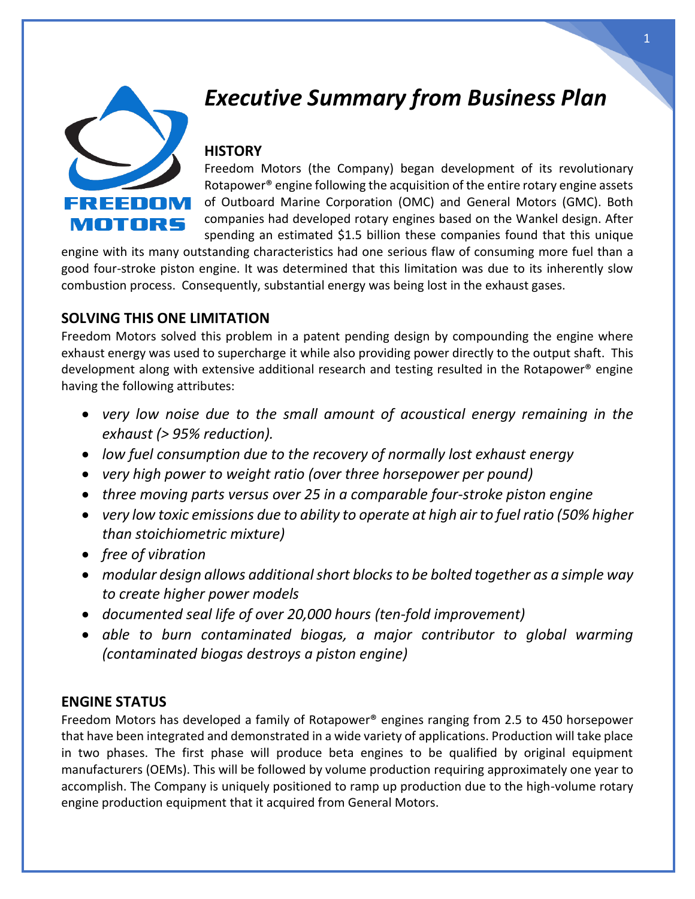# *Executive Summary from Business Plan*

## HISTORY

Freedom Motors (the Company) began development of its revolutionary Rotapower® engine following the acquisition of the entire rotary engine assets of Outboard Marine Corporation (OMC) and General Motors (GMC). Both companies had developed rotary engines based on the Wankel design. After spending an estimated $1.5 billion these companies found that this unique engine with its many outstanding characteristics had one serious flaw of consuming more fuel than a good four-stroke piston engine. It was determined that this limitation was due to its inherently slow combustion process. Consequently, substantial energy was being lost in the exhaust gases.

## SOLVING THIS ONE LIMITATION

Freedom Motors solved this problem in a patent pending design by compounding the engine where exhaust energy was used to supercharge it while also providing power directly to the output shaft. This development along with extensive additional research and testing resulted in the Rotapower® engine having the following attributes:

- *very low noise due to the small amount of acoustical energy remaining in the exhaust (> 95% reduction).*
- *low fuel consumption due to the recovery of normally lost exhaust energy*
- *very high power to weight ratio (over three horsepower per pound)*
- *three moving parts versus over 25 in a comparable four-stroke piston engine*
- *very low toxic emissions due to ability to operate at high air to fuel ratio (50% higher than stoichiometric mixture)*
- *free of vibration*
- *modular design allows additional short blocks to be bolted together as a simple way to create higher power models*
- *documented seal life of over 20,000 hours (ten-fold improvement)*
- *able to burn contaminated biogas, a major contributor to global warming (contaminated biogas destroys a piston engine)*

## ENGINE STATUS

Freedom Motors has developed a family of Rotapower® engines ranging from 2.5 to 450 horsepower that have been integrated and demonstrated in a wide variety of applications. Production will take place in two phases. The first phase will produce beta engines to be qualified by original equipment manufacturers (OEMs). This will be followed by volume production requiring approximately one year to accomplish. The Company is uniquely positioned to ramp up production due to the high-volume rotary engine production equipment that it acquired from General Motors.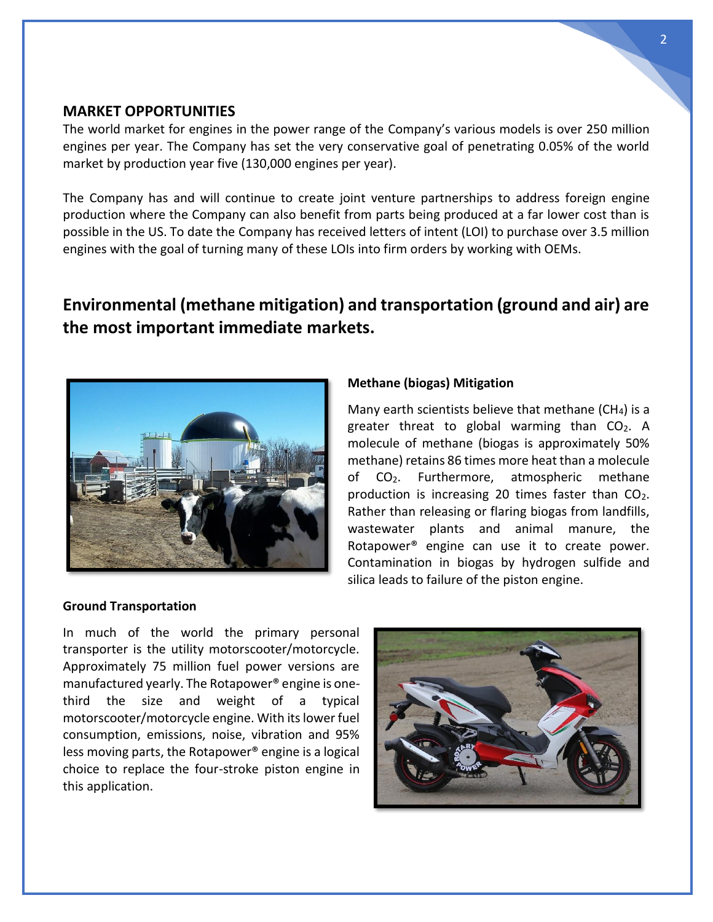## MARKET OPPORTUNITIES

The world market for engines in the power range of the Company's various models is over 250 million engines per year. The Company has set the very conservative goal of penetrating 0.05% of the world market by production year five (130,000 engines per year).

The Company has and will continue to create joint venture partnerships to address foreign engine production where the Company can also benefit from parts being produced at a far lower cost than is possible in the US. To date the Company has received letters of intent (LOI) to purchase over 3.5 million engines with the goal of turning many of these LOIs into firm orders by working with OEMs.

## Environmental (methane mitigation) and transportation (ground and air) are the most important immediate markets.

**Methane (biogas) Mitigation**

Many earth scientists believe that methane ($CH_4$) is a greater threat to global warming than $CO_2$. A molecule of methane (biogas is approximately 50% methane) retains 86 times more heat than a molecule of $CO_2$. Furthermore, atmospheric methane production is increasing 20 times faster than $CO_2$. Rather than releasing or flaring biogas from landfills, wastewater plants and animal manure, the Rotapower® engine can use it to create power. Contamination in biogas by hydrogen sulfide and silica leads to failure of the piston engine.

**Ground Transportation**

In much of the world the primary personal transporter is the utility motorscooter/motorcycle. Approximately 75 million fuel power versions are manufactured yearly. The Rotapower® engine is one-third the size and weight of a typical motorscooter/motorcycle engine. With its lower fuel consumption, emissions, noise, vibration and 95% less moving parts, the Rotapower® engine is a logical choice to replace the four-stroke piston engine in this application.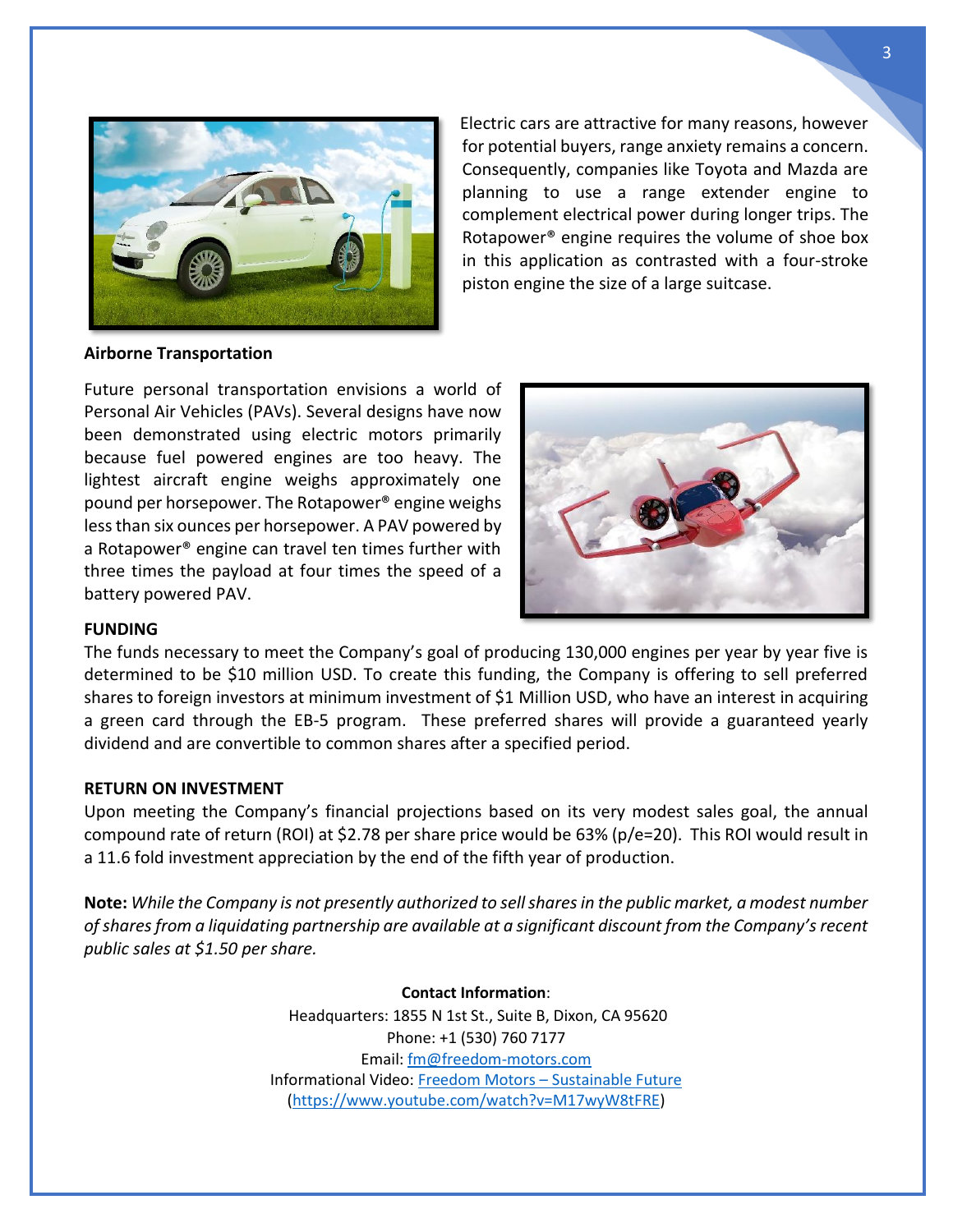Electric cars are attractive for many reasons, however for potential buyers, range anxiety remains a concern. Consequently, companies like Toyota and Mazda are planning to use a range extender engine to complement electrical power during longer trips. The Rotapower® engine requires the volume of shoe box in this application as contrasted with a four-stroke piston engine the size of a large suitcase.

**Airborne Transportation**

Future personal transportation envisions a world of Personal Air Vehicles (PAVs). Several designs have now been demonstrated using electric motors primarily because fuel powered engines are too heavy. The lightest aircraft engine weighs approximately one pound per horsepower. The Rotapower® engine weighs less than six ounces per horsepower. A PAV powered by a Rotapower® engine can travel ten times further with three times the payload at four times the speed of a battery powered PAV.

**FUNDING**

The funds necessary to meet the Company's goal of producing 130,000 engines per year by year five is determined to be $10 million USD. To create this funding, the Company is offering to sell preferred shares to foreign investors at minimum investment of $1 Million USD, who have an interest in acquiring a green card through the EB-5 program. These preferred shares will provide a guaranteed yearly dividend and are convertible to common shares after a specified period.

**RETURN ON INVESTMENT**

Upon meeting the Company's financial projections based on its very modest sales goal, the annual compound rate of return (ROI) at $2.78 per share price would be 63% (p/e=20). This ROI would result in a 11.6 fold investment appreciation by the end of the fifth year of production.

**Note:** *While the Company is not presently authorized to sell shares in the public market, a modest number of shares from a liquidating partnership are available at a significant discount from the Company's recent public sales at $1.50 per share.*

**Contact Information**:

Headquarters: 1855 N 1st St., Suite B, Dixon, CA 95620
Phone: +1 (530) 760 7177
Email: fm@freedom-motors.com
Informational Video: Freedom Motors – Sustainable Future
(https://www.youtube.com/watch?v=M17wyW8tFRE)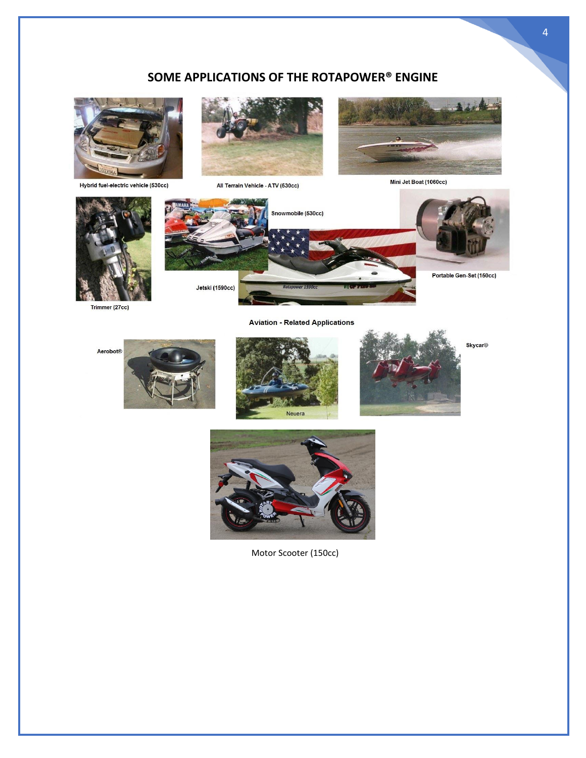# SOME APPLICATIONS OF THE ROTAPOWER® ENGINE

Hybrid fuel-electric vehicle (530cc)

All Terrain Vehicle - ATV (530cc)

Mini Jet Boat (1060cc)

Snowmobile (530cc)

Portable Gen-Set (150cc)

Jetski (1590cc)

Trimmer (27cc)

Aviation - Related Applications

Aerobot®

Neuera

Skycar®

Motor Scooter (150cc)